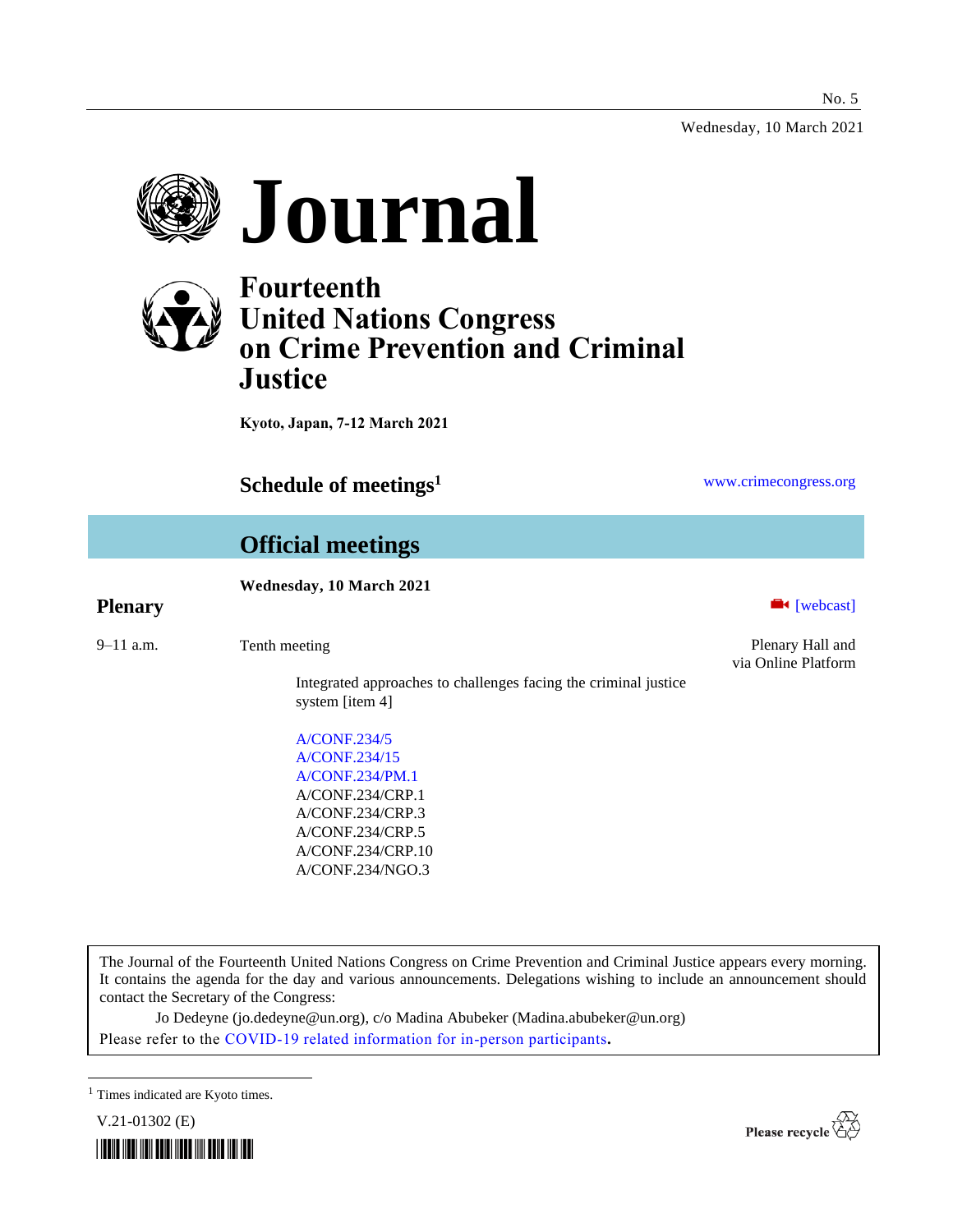No. 5

Wednesday, 10 March 2021

# Journal

## Fourteenth United Nations Congress on Crime Prevention and Criminal Justice

**Kyoto, Japan, 7-12 March 2021**

## Schedule of meetings[1]

www.crimecongress.org

## Official meetings

**Wednesday, 10 March 2021**

### Plenary

[webcast]

9–11 a.m. Tenth meeting — Plenary Hall and via Online Platform

Integrated approaches to challenges facing the criminal justice system [item 4]

A/CONF.234/5
A/CONF.234/15
A/CONF.234/PM.1
A/CONF.234/CRP.1
A/CONF.234/CRP.3
A/CONF.234/CRP.5
A/CONF.234/CRP.10
A/CONF.234/NGO.3

The Journal of the Fourteenth United Nations Congress on Crime Prevention and Criminal Justice appears every morning. It contains the agenda for the day and various announcements. Delegations wishing to include an announcement should contact the Secretary of the Congress:

Jo Dedeyne (jo.dedeyne@un.org), c/o Madina Abubeker (Madina.abubeker@un.org)

Please refer to the COVID-19 related information for in-person participants.

[1] Times indicated are Kyoto times.

V.21-01302 (E)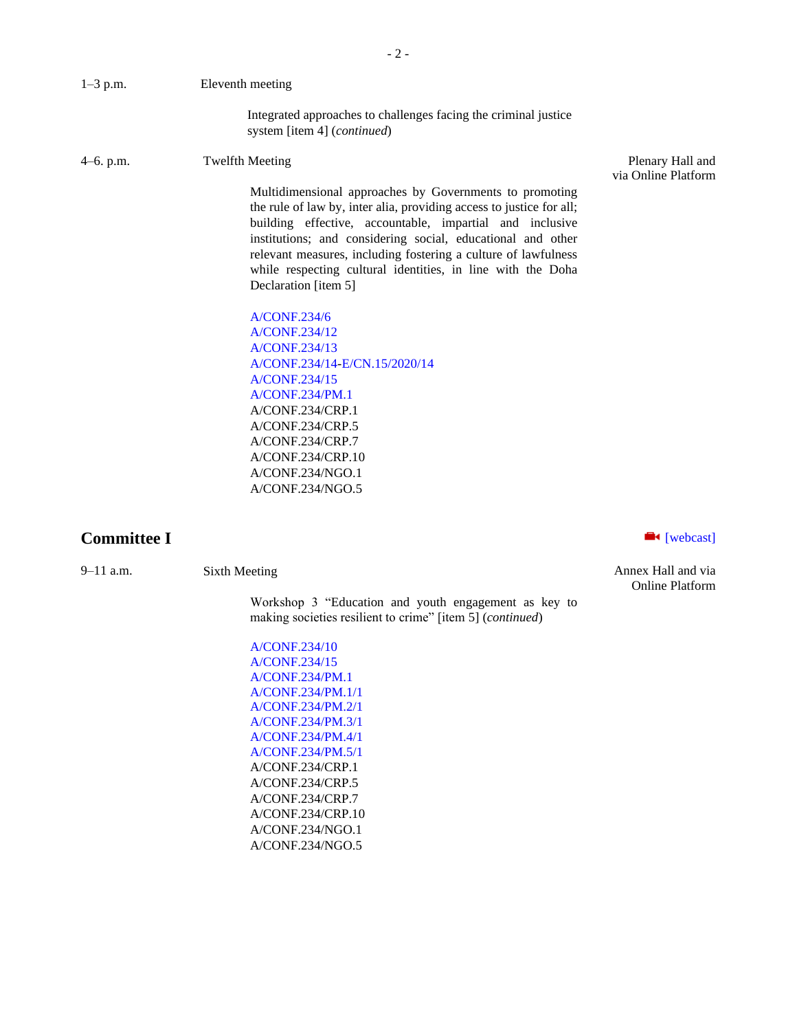1–3 p.m. Eleventh meeting

Integrated approaches to challenges facing the criminal justice system [item 4] (*continued*)

4–6. p.m. Twelfth Meeting — Plenary Hall and via Online Platform

Multidimensional approaches by Governments to promoting the rule of law by, inter alia, providing access to justice for all; building effective, accountable, impartial and inclusive institutions; and considering social, educational and other relevant measures, including fostering a culture of lawfulness while respecting cultural identities, in line with the Doha Declaration [item 5]

A/CONF.234/6
A/CONF.234/12
A/CONF.234/13
A/CONF.234/14-E/CN.15/2020/14
A/CONF.234/15
A/CONF.234/PM.1
A/CONF.234/CRP.1
A/CONF.234/CRP.5
A/CONF.234/CRP.7
A/CONF.234/CRP.10
A/CONF.234/NGO.1
A/CONF.234/NGO.5

## Committee I

[webcast]

9–11 a.m. Sixth Meeting — Annex Hall and via Online Platform

Workshop 3 “Education and youth engagement as key to making societies resilient to crime” [item 5] (*continued*)

A/CONF.234/10
A/CONF.234/15
A/CONF.234/PM.1
A/CONF.234/PM.1/1
A/CONF.234/PM.2/1
A/CONF.234/PM.3/1
A/CONF.234/PM.4/1
A/CONF.234/PM.5/1
A/CONF.234/CRP.1
A/CONF.234/CRP.5
A/CONF.234/CRP.7
A/CONF.234/CRP.10
A/CONF.234/NGO.1
A/CONF.234/NGO.5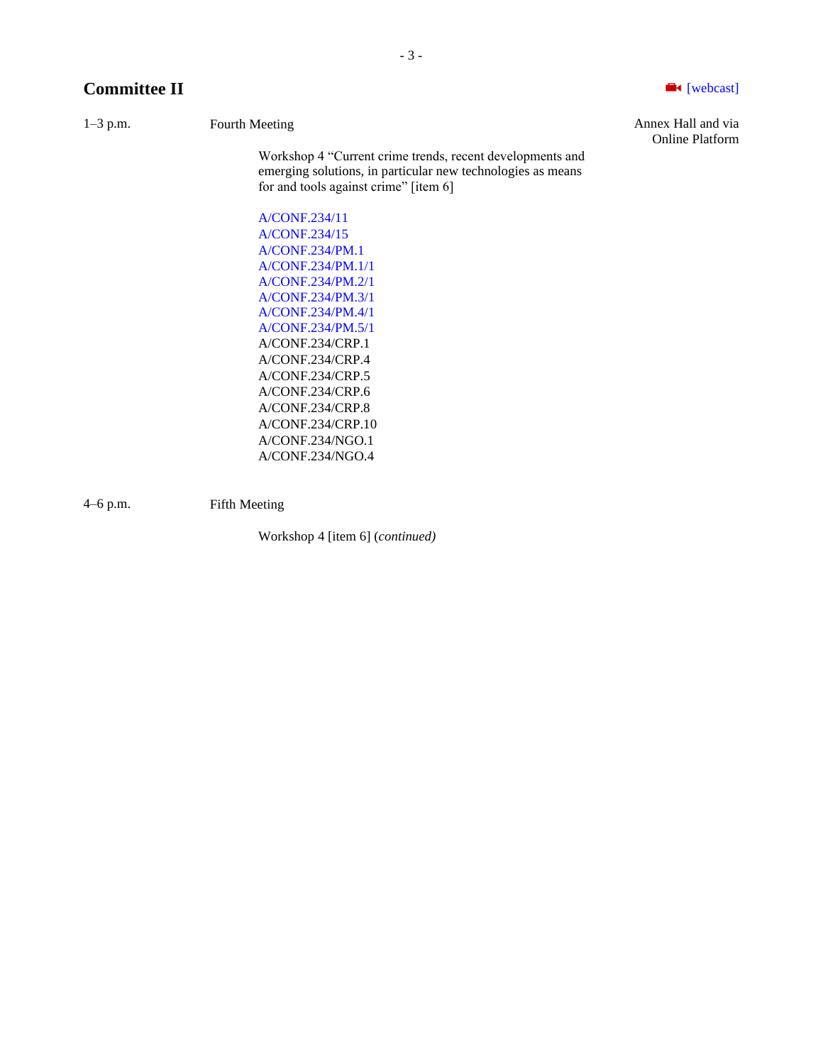## Committee II

[webcast]

1–3 p.m. Fourth Meeting

Annex Hall and via Online Platform

Workshop 4 “Current crime trends, recent developments and emerging solutions, in particular new technologies as means for and tools against crime” [item 6]

A/CONF.234/11
A/CONF.234/15
A/CONF.234/PM.1
A/CONF.234/PM.1/1
A/CONF.234/PM.2/1
A/CONF.234/PM.3/1
A/CONF.234/PM.4/1
A/CONF.234/PM.5/1
A/CONF.234/CRP.1
A/CONF.234/CRP.4
A/CONF.234/CRP.5
A/CONF.234/CRP.6
A/CONF.234/CRP.8
A/CONF.234/CRP.10
A/CONF.234/NGO.1
A/CONF.234/NGO.4

4–6 p.m. Fifth Meeting

Workshop 4 [item 6] *(continued)*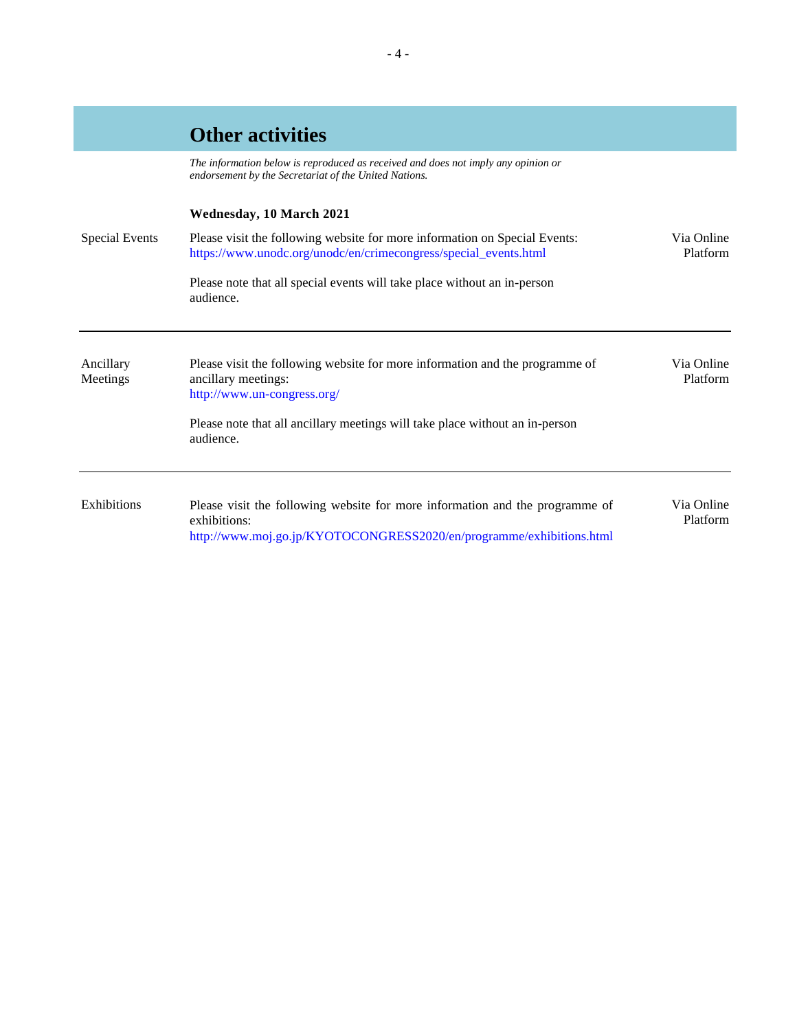## Other activities

*The information below is reproduced as received and does not imply any opinion or endorsement by the Secretariat of the United Nations.*

**Wednesday, 10 March 2021**

| | | |
|---|---|---|
| Special Events | Please visit the following website for more information on Special Events: https://www.unodc.org/unodc/en/crimecongress/special_events.html<br><br>Please note that all special events will take place without an in-person audience. | Via Online Platform |
| Ancillary Meetings | Please visit the following website for more information and the programme of ancillary meetings: http://www.un-congress.org/<br><br>Please note that all ancillary meetings will take place without an in-person audience. | Via Online Platform |
| Exhibitions | Please visit the following website for more information and the programme of exhibitions: http://www.moj.go.jp/KYOTOCONGRESS2020/en/programme/exhibitions.html | Via Online Platform |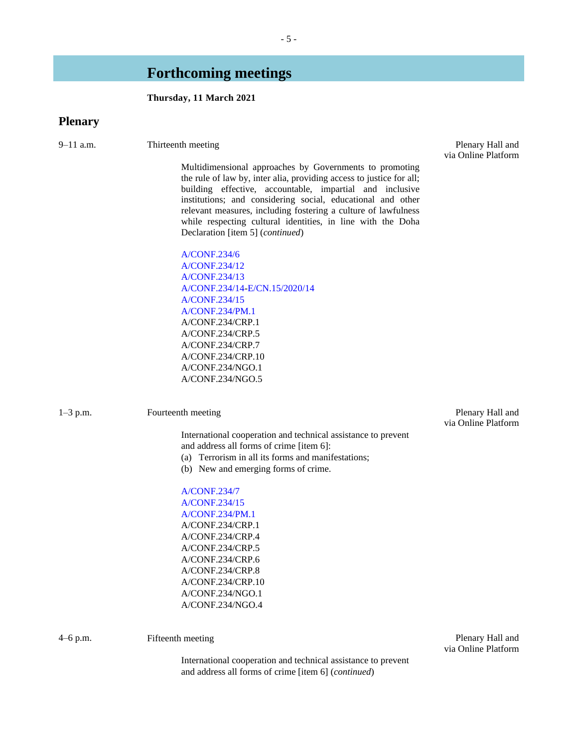# Forthcoming meetings

**Thursday, 11 March 2021**

## Plenary

9–11 a.m. Thirteenth meeting — Plenary Hall and via Online Platform

Multidimensional approaches by Governments to promoting the rule of law by, inter alia, providing access to justice for all; building effective, accountable, impartial and inclusive institutions; and considering social, educational and other relevant measures, including fostering a culture of lawfulness while respecting cultural identities, in line with the Doha Declaration [item 5] (*continued*)

A/CONF.234/6
A/CONF.234/12
A/CONF.234/13
A/CONF.234/14-E/CN.15/2020/14
A/CONF.234/15
A/CONF.234/PM.1
A/CONF.234/CRP.1
A/CONF.234/CRP.5
A/CONF.234/CRP.7
A/CONF.234/CRP.10
A/CONF.234/NGO.1
A/CONF.234/NGO.5

1–3 p.m. Fourteenth meeting — Plenary Hall and via Online Platform

International cooperation and technical assistance to prevent and address all forms of crime [item 6]:
(a) Terrorism in all its forms and manifestations;
(b) New and emerging forms of crime.

A/CONF.234/7
A/CONF.234/15
A/CONF.234/PM.1
A/CONF.234/CRP.1
A/CONF.234/CRP.4
A/CONF.234/CRP.5
A/CONF.234/CRP.6
A/CONF.234/CRP.8
A/CONF.234/CRP.10
A/CONF.234/NGO.1
A/CONF.234/NGO.4

4–6 p.m. Fifteenth meeting — Plenary Hall and via Online Platform

International cooperation and technical assistance to prevent and address all forms of crime [item 6] (*continued*)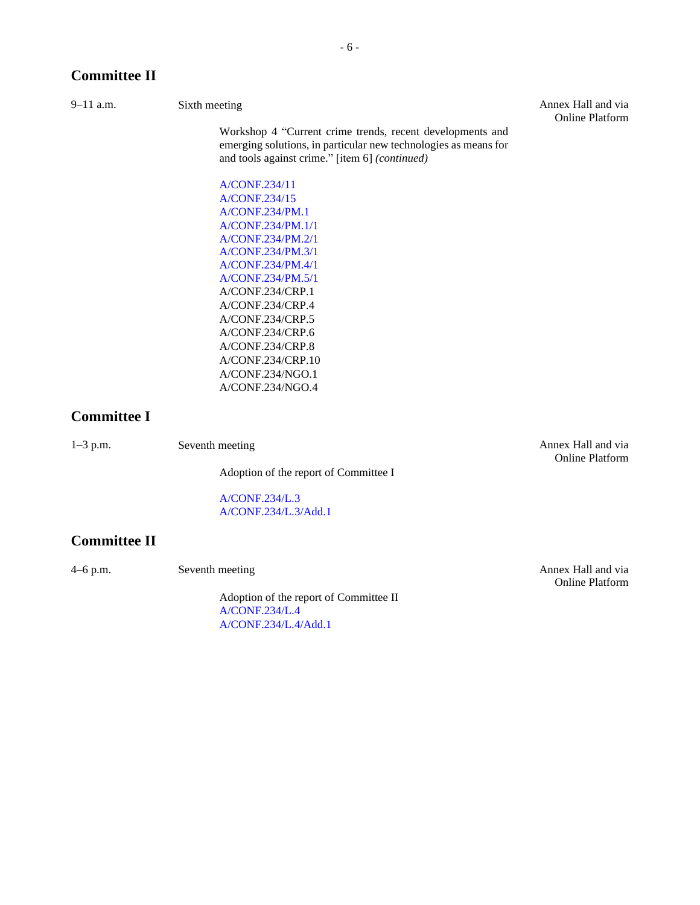## Committee II

9–11 a.m. Sixth meeting — Annex Hall and via Online Platform

Workshop 4 "Current crime trends, recent developments and emerging solutions, in particular new technologies as means for and tools against crime." [item 6] *(continued)*

A/CONF.234/11
A/CONF.234/15
A/CONF.234/PM.1
A/CONF.234/PM.1/1
A/CONF.234/PM.2/1
A/CONF.234/PM.3/1
A/CONF.234/PM.4/1
A/CONF.234/PM.5/1
A/CONF.234/CRP.1
A/CONF.234/CRP.4
A/CONF.234/CRP.5
A/CONF.234/CRP.6
A/CONF.234/CRP.8
A/CONF.234/CRP.10
A/CONF.234/NGO.1
A/CONF.234/NGO.4

## Committee I

1–3 p.m. Seventh meeting — Annex Hall and via Online Platform

Adoption of the report of Committee I

A/CONF.234/L.3
A/CONF.234/L.3/Add.1

## Committee II

4–6 p.m. Seventh meeting — Annex Hall and via Online Platform

Adoption of the report of Committee II
A/CONF.234/L.4
A/CONF.234/L.4/Add.1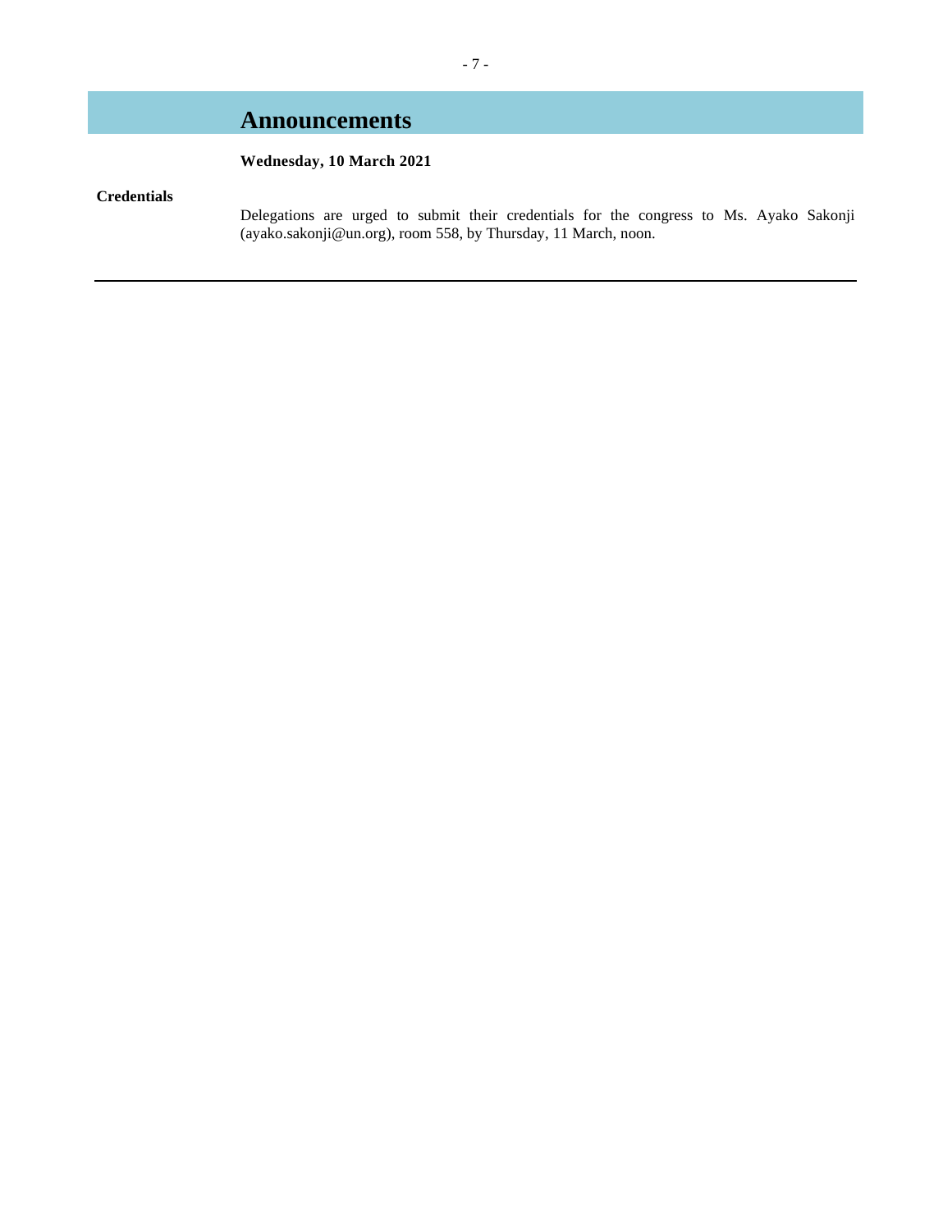# Announcements

**Wednesday, 10 March 2021**

**Credentials**

Delegations are urged to submit their credentials for the congress to Ms. Ayako Sakonji (ayako.sakonji@un.org), room 558, by Thursday, 11 March, noon.

---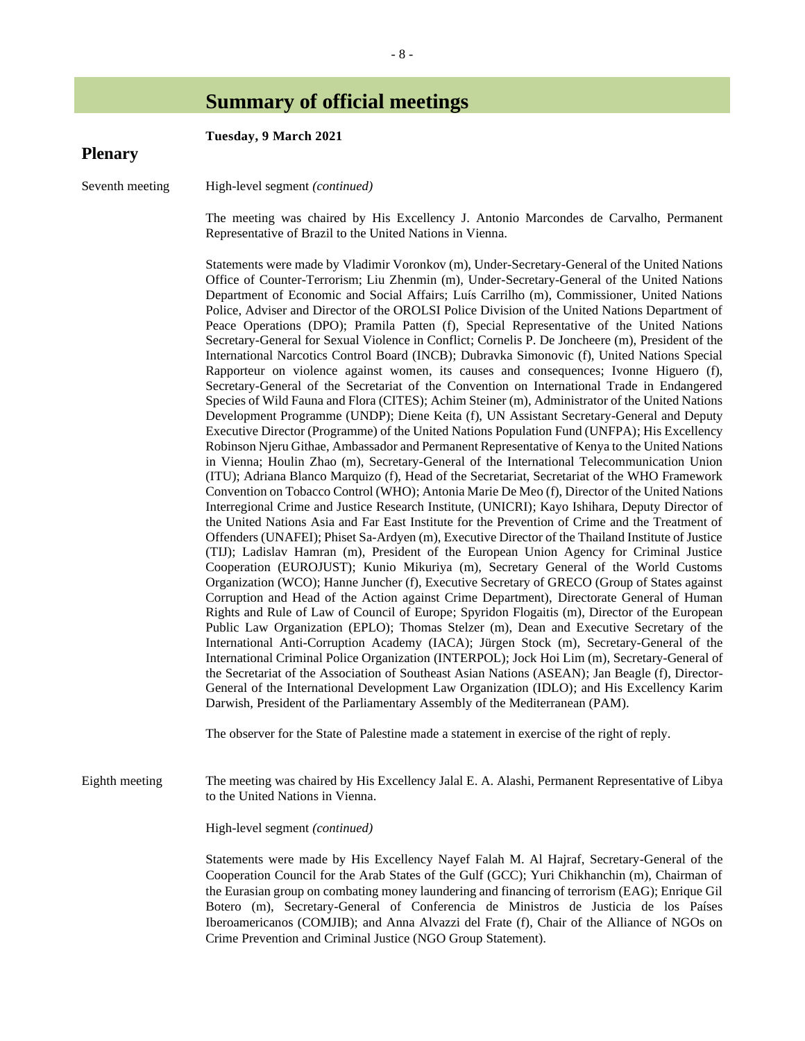# Summary of official meetings

**Tuesday, 9 March 2021**

## Plenary

Seventh meeting

High-level segment *(continued)*

The meeting was chaired by His Excellency J. Antonio Marcondes de Carvalho, Permanent Representative of Brazil to the United Nations in Vienna.

Statements were made by Vladimir Voronkov (m), Under-Secretary-General of the United Nations Office of Counter-Terrorism; Liu Zhenmin (m), Under-Secretary-General of the United Nations Department of Economic and Social Affairs; Luís Carrilho (m), Commissioner, United Nations Police, Adviser and Director of the OROLSI Police Division of the United Nations Department of Peace Operations (DPO); Pramila Patten (f), Special Representative of the United Nations Secretary-General for Sexual Violence in Conflict; Cornelis P. De Joncheere (m), President of the International Narcotics Control Board (INCB); Dubravka Simonovic (f), United Nations Special Rapporteur on violence against women, its causes and consequences; Ivonne Higuero (f), Secretary-General of the Secretariat of the Convention on International Trade in Endangered Species of Wild Fauna and Flora (CITES); Achim Steiner (m), Administrator of the United Nations Development Programme (UNDP); Diene Keita (f), UN Assistant Secretary-General and Deputy Executive Director (Programme) of the United Nations Population Fund (UNFPA); His Excellency Robinson Njeru Githae, Ambassador and Permanent Representative of Kenya to the United Nations in Vienna; Houlin Zhao (m), Secretary-General of the International Telecommunication Union (ITU); Adriana Blanco Marquizo (f), Head of the Secretariat, Secretariat of the WHO Framework Convention on Tobacco Control (WHO); Antonia Marie De Meo (f), Director of the United Nations Interregional Crime and Justice Research Institute, (UNICRI); Kayo Ishihara, Deputy Director of the United Nations Asia and Far East Institute for the Prevention of Crime and the Treatment of Offenders (UNAFEI); Phiset Sa-Ardyen (m), Executive Director of the Thailand Institute of Justice (TIJ); Ladislav Hamran (m), President of the European Union Agency for Criminal Justice Cooperation (EUROJUST); Kunio Mikuriya (m), Secretary General of the World Customs Organization (WCO); Hanne Juncher (f), Executive Secretary of GRECO (Group of States against Corruption and Head of the Action against Crime Department), Directorate General of Human Rights and Rule of Law of Council of Europe; Spyridon Flogaitis (m), Director of the European Public Law Organization (EPLO); Thomas Stelzer (m), Dean and Executive Secretary of the International Anti-Corruption Academy (IACA); Jürgen Stock (m), Secretary-General of the International Criminal Police Organization (INTERPOL); Jock Hoi Lim (m), Secretary-General of the Secretariat of the Association of Southeast Asian Nations (ASEAN); Jan Beagle (f), Director-General of the International Development Law Organization (IDLO); and His Excellency Karim Darwish, President of the Parliamentary Assembly of the Mediterranean (PAM).

The observer for the State of Palestine made a statement in exercise of the right of reply.

Eighth meeting

The meeting was chaired by His Excellency Jalal E. A. Alashi, Permanent Representative of Libya to the United Nations in Vienna.

High-level segment *(continued)*

Statements were made by His Excellency Nayef Falah M. Al Hajraf, Secretary-General of the Cooperation Council for the Arab States of the Gulf (GCC); Yuri Chikhanchin (m), Chairman of the Eurasian group on combating money laundering and financing of terrorism (EAG); Enrique Gil Botero (m), Secretary-General of Conferencia de Ministros de Justicia de los Países Iberoamericanos (COMJIB); and Anna Alvazzi del Frate (f), Chair of the Alliance of NGOs on Crime Prevention and Criminal Justice (NGO Group Statement).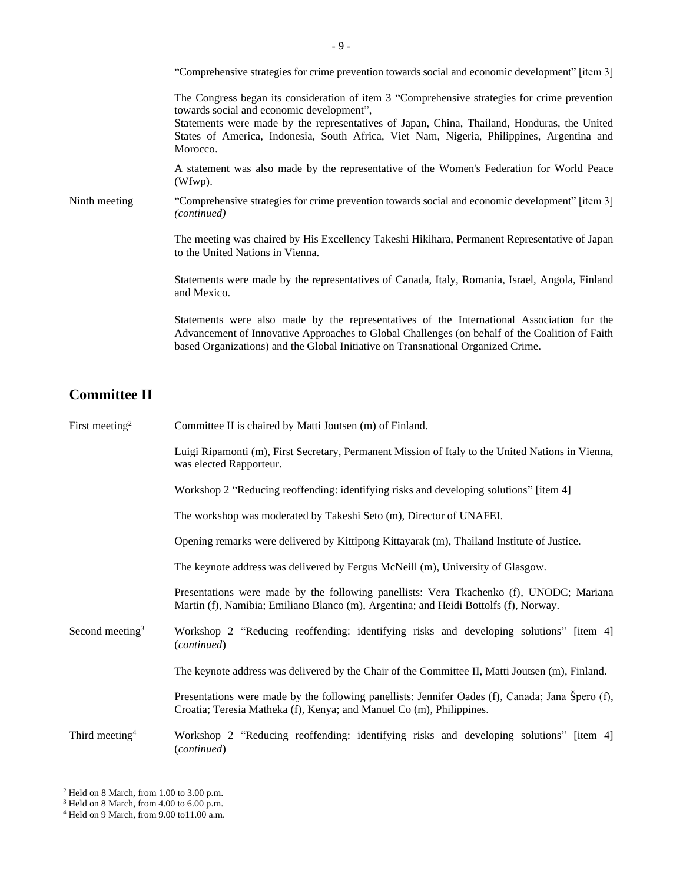"Comprehensive strategies for crime prevention towards social and economic development" [item 3]

The Congress began its consideration of item 3 "Comprehensive strategies for crime prevention towards social and economic development",
Statements were made by the representatives of Japan, China, Thailand, Honduras, the United States of America, Indonesia, South Africa, Viet Nam, Nigeria, Philippines, Argentina and Morocco.

A statement was also made by the representative of the Women's Federation for World Peace (Wfwp).

Ninth meeting

"Comprehensive strategies for crime prevention towards social and economic development" [item 3] *(continued)*

The meeting was chaired by His Excellency Takeshi Hikihara, Permanent Representative of Japan to the United Nations in Vienna.

Statements were made by the representatives of Canada, Italy, Romania, Israel, Angola, Finland and Mexico.

Statements were also made by the representatives of the International Association for the Advancement of Innovative Approaches to Global Challenges (on behalf of the Coalition of Faith based Organizations) and the Global Initiative on Transnational Organized Crime.

## Committee II

First meeting[2]

Committee II is chaired by Matti Joutsen (m) of Finland.

Luigi Ripamonti (m), First Secretary, Permanent Mission of Italy to the United Nations in Vienna, was elected Rapporteur.

Workshop 2 "Reducing reoffending: identifying risks and developing solutions" [item 4]

The workshop was moderated by Takeshi Seto (m), Director of UNAFEI.

Opening remarks were delivered by Kittipong Kittayarak (m), Thailand Institute of Justice.

The keynote address was delivered by Fergus McNeill (m), University of Glasgow.

Presentations were made by the following panellists: Vera Tkachenko (f), UNODC; Mariana Martin (f), Namibia; Emiliano Blanco (m), Argentina; and Heidi Bottolfs (f), Norway.

Second meeting[3]

Workshop 2 "Reducing reoffending: identifying risks and developing solutions" [item 4] (*continued*)

The keynote address was delivered by the Chair of the Committee II, Matti Joutsen (m), Finland.

Presentations were made by the following panellists: Jennifer Oades (f), Canada; Jana Špero (f), Croatia; Teresia Matheka (f), Kenya; and Manuel Co (m), Philippines.

Third meeting[4]

Workshop 2 "Reducing reoffending: identifying risks and developing solutions" [item 4] (*continued*)

[2] Held on 8 March, from 1.00 to 3.00 p.m.
[3] Held on 8 March, from 4.00 to 6.00 p.m.
[4] Held on 9 March, from 9.00 to11.00 a.m.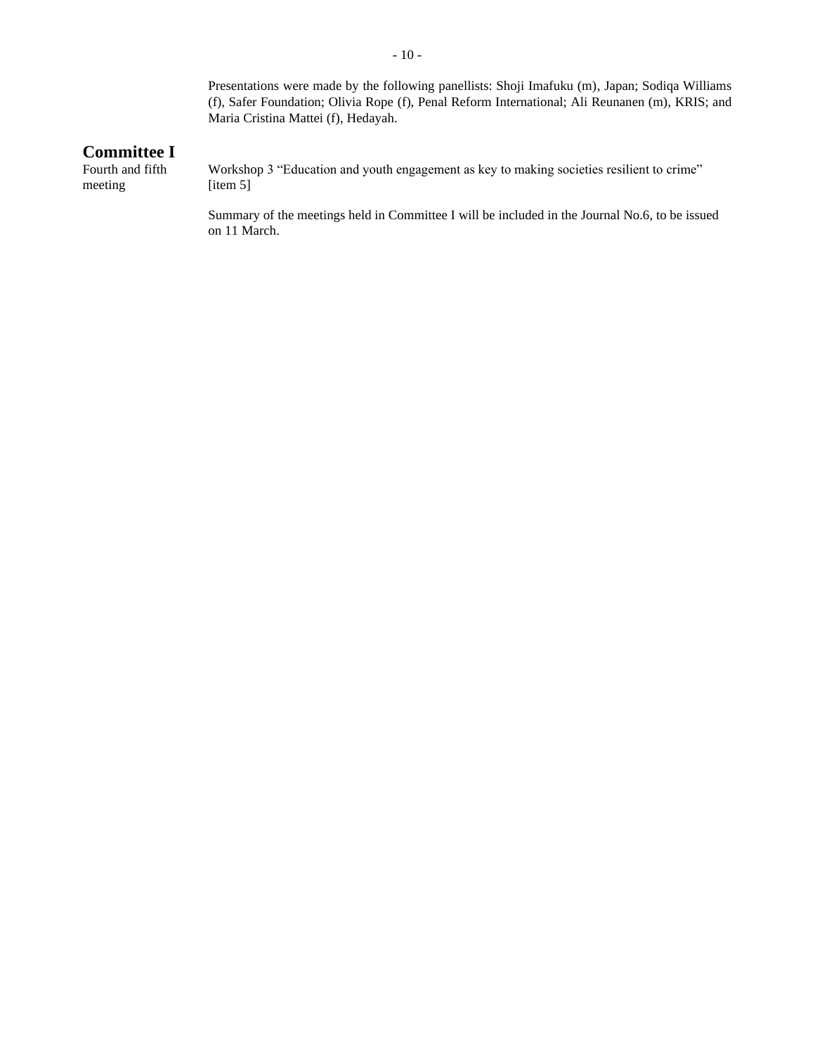Presentations were made by the following panellists: Shoji Imafuku (m), Japan; Sodiqa Williams (f), Safer Foundation; Olivia Rope (f), Penal Reform International; Ali Reunanen (m), KRIS; and Maria Cristina Mattei (f), Hedayah.

## Committee I

Fourth and fifth meeting

Workshop 3 “Education and youth engagement as key to making societies resilient to crime” [item 5]

Summary of the meetings held in Committee I will be included in the Journal No.6, to be issued on 11 March.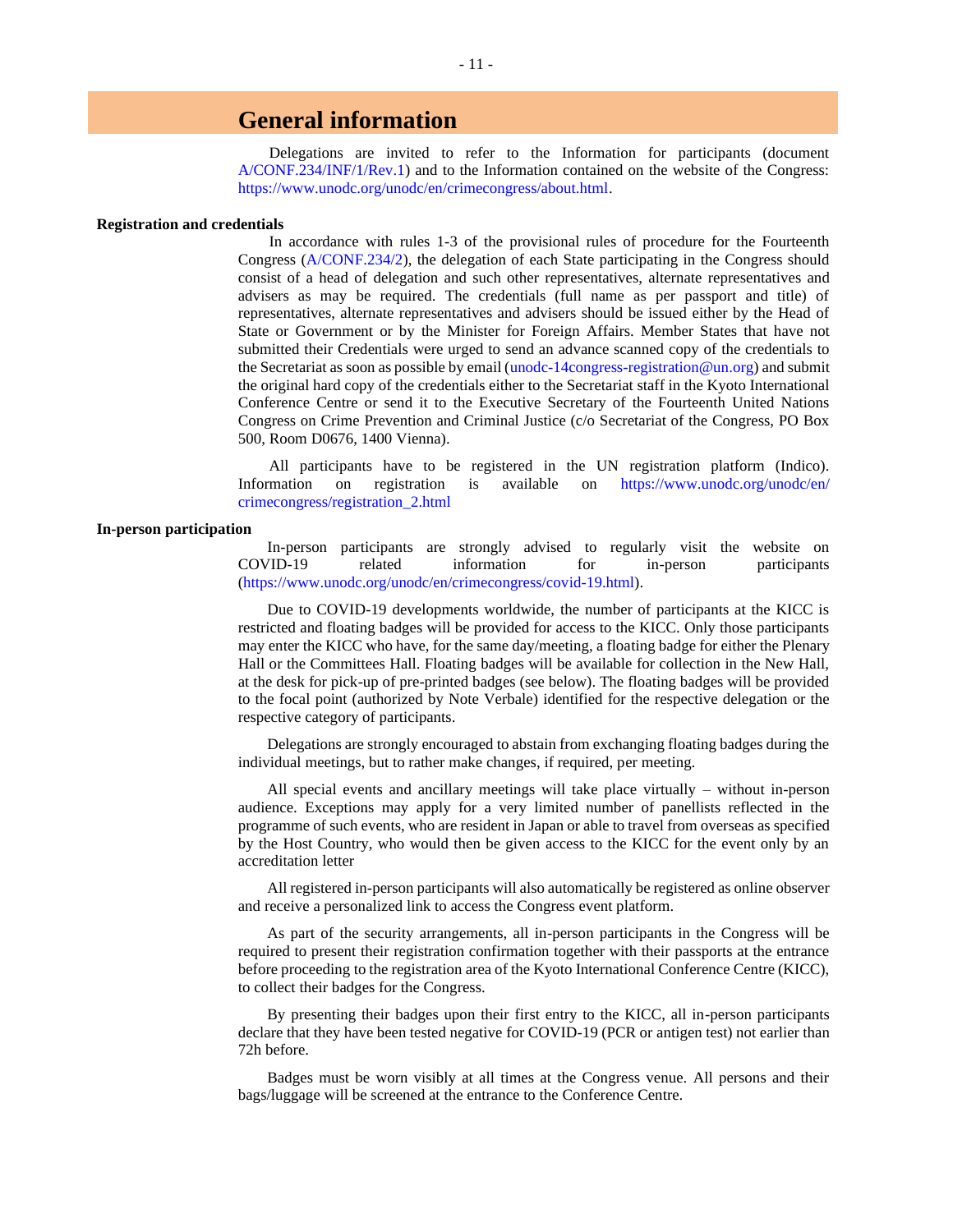# General information

Delegations are invited to refer to the Information for participants (document A/CONF.234/INF/1/Rev.1) and to the Information contained on the website of the Congress: https://www.unodc.org/unodc/en/crimecongress/about.html.

### Registration and credentials

In accordance with rules 1-3 of the provisional rules of procedure for the Fourteenth Congress (A/CONF.234/2), the delegation of each State participating in the Congress should consist of a head of delegation and such other representatives, alternate representatives and advisers as may be required. The credentials (full name as per passport and title) of representatives, alternate representatives and advisers should be issued either by the Head of State or Government or by the Minister for Foreign Affairs. Member States that have not submitted their Credentials were urged to send an advance scanned copy of the credentials to the Secretariat as soon as possible by email (unodc-14congress-registration@un.org) and submit the original hard copy of the credentials either to the Secretariat staff in the Kyoto International Conference Centre or send it to the Executive Secretary of the Fourteenth United Nations Congress on Crime Prevention and Criminal Justice (c/o Secretariat of the Congress, PO Box 500, Room D0676, 1400 Vienna).

All participants have to be registered in the UN registration platform (Indico). Information on registration is available on https://www.unodc.org/unodc/en/crimecongress/registration_2.html

### In-person participation

In-person participants are strongly advised to regularly visit the website on COVID-19 related information for in-person participants (https://www.unodc.org/unodc/en/crimecongress/covid-19.html).

Due to COVID-19 developments worldwide, the number of participants at the KICC is restricted and floating badges will be provided for access to the KICC. Only those participants may enter the KICC who have, for the same day/meeting, a floating badge for either the Plenary Hall or the Committees Hall. Floating badges will be available for collection in the New Hall, at the desk for pick-up of pre-printed badges (see below). The floating badges will be provided to the focal point (authorized by Note Verbale) identified for the respective delegation or the respective category of participants.

Delegations are strongly encouraged to abstain from exchanging floating badges during the individual meetings, but to rather make changes, if required, per meeting.

All special events and ancillary meetings will take place virtually – without in-person audience. Exceptions may apply for a very limited number of panellists reflected in the programme of such events, who are resident in Japan or able to travel from overseas as specified by the Host Country, who would then be given access to the KICC for the event only by an accreditation letter

All registered in-person participants will also automatically be registered as online observer and receive a personalized link to access the Congress event platform.

As part of the security arrangements, all in-person participants in the Congress will be required to present their registration confirmation together with their passports at the entrance before proceeding to the registration area of the Kyoto International Conference Centre (KICC), to collect their badges for the Congress.

By presenting their badges upon their first entry to the KICC, all in-person participants declare that they have been tested negative for COVID-19 (PCR or antigen test) not earlier than 72h before.

Badges must be worn visibly at all times at the Congress venue. All persons and their bags/luggage will be screened at the entrance to the Conference Centre.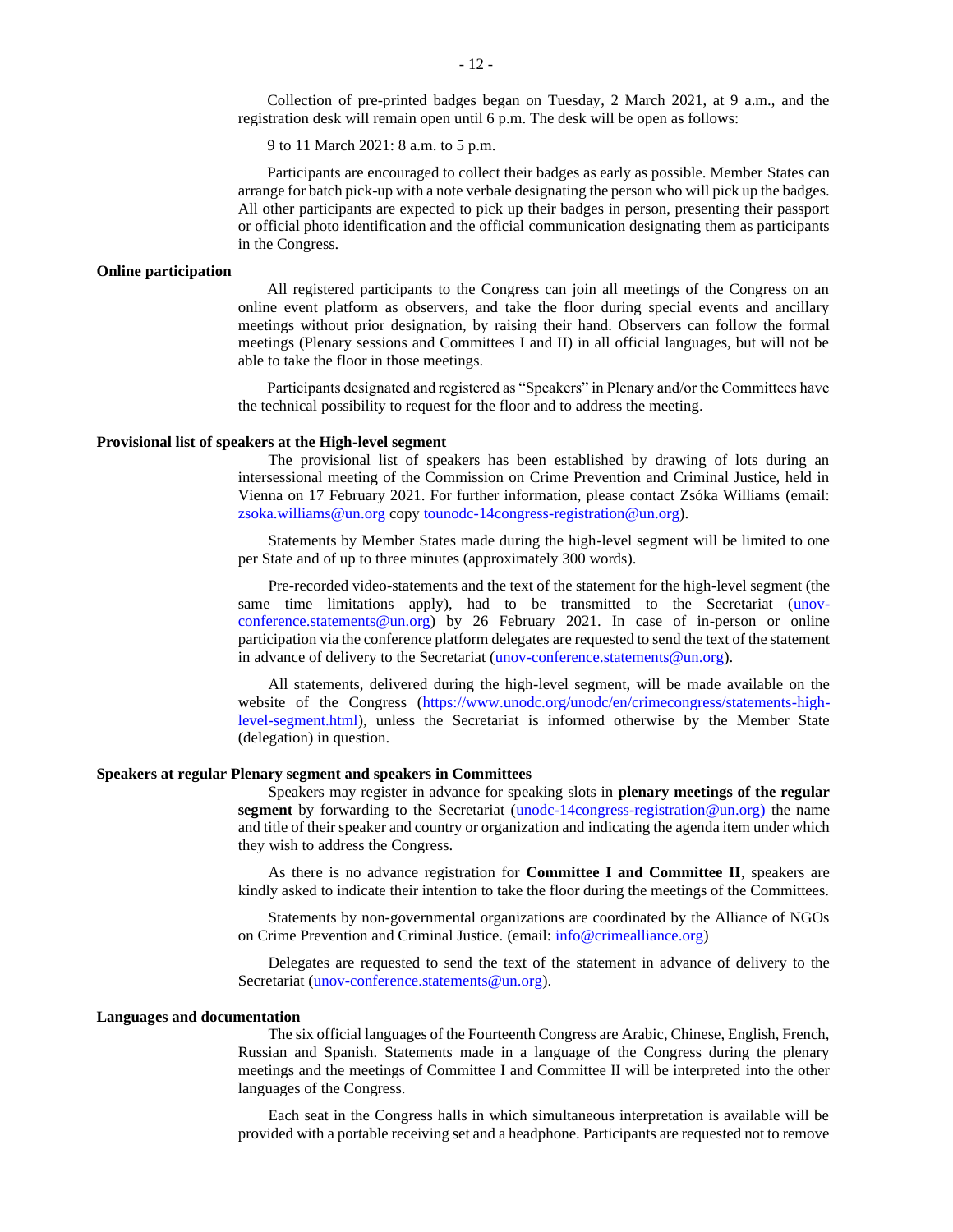Collection of pre-printed badges began on Tuesday, 2 March 2021, at 9 a.m., and the registration desk will remain open until 6 p.m. The desk will be open as follows:

9 to 11 March 2021: 8 a.m. to 5 p.m.

Participants are encouraged to collect their badges as early as possible. Member States can arrange for batch pick-up with a note verbale designating the person who will pick up the badges. All other participants are expected to pick up their badges in person, presenting their passport or official photo identification and the official communication designating them as participants in the Congress.

**Online participation**

All registered participants to the Congress can join all meetings of the Congress on an online event platform as observers, and take the floor during special events and ancillary meetings without prior designation, by raising their hand. Observers can follow the formal meetings (Plenary sessions and Committees I and II) in all official languages, but will not be able to take the floor in those meetings.

Participants designated and registered as "Speakers" in Plenary and/or the Committees have the technical possibility to request for the floor and to address the meeting.

**Provisional list of speakers at the High-level segment**

The provisional list of speakers has been established by drawing of lots during an intersessional meeting of the Commission on Crime Prevention and Criminal Justice, held in Vienna on 17 February 2021. For further information, please contact Zsóka Williams (email: zsoka.williams@un.org copy tounodc-14congress-registration@un.org).

Statements by Member States made during the high-level segment will be limited to one per State and of up to three minutes (approximately 300 words).

Pre-recorded video-statements and the text of the statement for the high-level segment (the same time limitations apply), had to be transmitted to the Secretariat (unov-conference.statements@un.org) by 26 February 2021. In case of in-person or online participation via the conference platform delegates are requested to send the text of the statement in advance of delivery to the Secretariat (unov-conference.statements@un.org).

All statements, delivered during the high-level segment, will be made available on the website of the Congress (https://www.unodc.org/unodc/en/crimecongress/statements-high-level-segment.html), unless the Secretariat is informed otherwise by the Member State (delegation) in question.

**Speakers at regular Plenary segment and speakers in Committees**

Speakers may register in advance for speaking slots in **plenary meetings of the regular segment** by forwarding to the Secretariat (unodc-14congress-registration@un.org) the name and title of their speaker and country or organization and indicating the agenda item under which they wish to address the Congress.

As there is no advance registration for **Committee I and Committee II**, speakers are kindly asked to indicate their intention to take the floor during the meetings of the Committees.

Statements by non-governmental organizations are coordinated by the Alliance of NGOs on Crime Prevention and Criminal Justice. (email: info@crimealliance.org)

Delegates are requested to send the text of the statement in advance of delivery to the Secretariat (unov-conference.statements@un.org).

**Languages and documentation**

The six official languages of the Fourteenth Congress are Arabic, Chinese, English, French, Russian and Spanish. Statements made in a language of the Congress during the plenary meetings and the meetings of Committee I and Committee II will be interpreted into the other languages of the Congress.

Each seat in the Congress halls in which simultaneous interpretation is available will be provided with a portable receiving set and a headphone. Participants are requested not to remove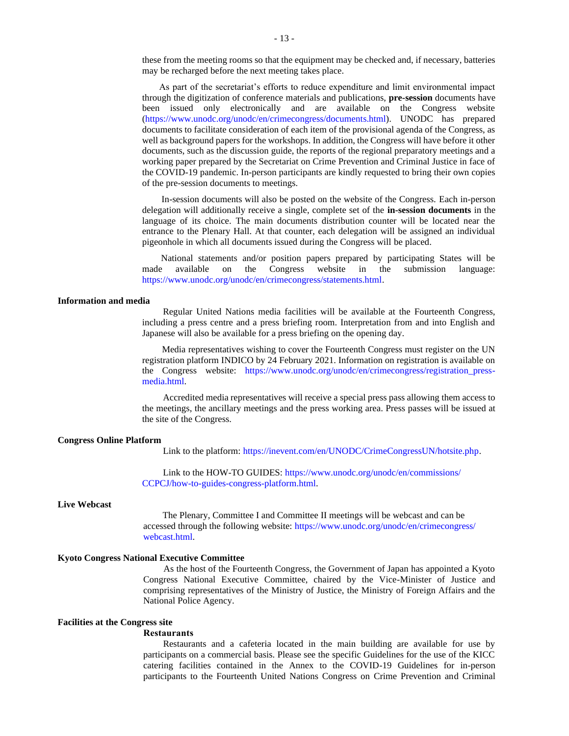these from the meeting rooms so that the equipment may be checked and, if necessary, batteries may be recharged before the next meeting takes place.

As part of the secretariat's efforts to reduce expenditure and limit environmental impact through the digitization of conference materials and publications, **pre-session** documents have been issued only electronically and are available on the Congress website (https://www.unodc.org/unodc/en/crimecongress/documents.html). UNODC has prepared documents to facilitate consideration of each item of the provisional agenda of the Congress, as well as background papers for the workshops. In addition, the Congress will have before it other documents, such as the discussion guide, the reports of the regional preparatory meetings and a working paper prepared by the Secretariat on Crime Prevention and Criminal Justice in face of the COVID-19 pandemic. In-person participants are kindly requested to bring their own copies of the pre-session documents to meetings.

In-session documents will also be posted on the website of the Congress. Each in-person delegation will additionally receive a single, complete set of the **in-session documents** in the language of its choice. The main documents distribution counter will be located near the entrance to the Plenary Hall. At that counter, each delegation will be assigned an individual pigeonhole in which all documents issued during the Congress will be placed.

National statements and/or position papers prepared by participating States will be made available on the Congress website in the submission language: https://www.unodc.org/unodc/en/crimecongress/statements.html.

**Information and media**

Regular United Nations media facilities will be available at the Fourteenth Congress, including a press centre and a press briefing room. Interpretation from and into English and Japanese will also be available for a press briefing on the opening day.

Media representatives wishing to cover the Fourteenth Congress must register on the UN registration platform INDICO by 24 February 2021. Information on registration is available on the Congress website: https://www.unodc.org/unodc/en/crimecongress/registration_press-media.html.

Accredited media representatives will receive a special press pass allowing them access to the meetings, the ancillary meetings and the press working area. Press passes will be issued at the site of the Congress.

**Congress Online Platform**

Link to the platform: https://inevent.com/en/UNODC/CrimeCongressUN/hotsite.php.

Link to the HOW-TO GUIDES: https://www.unodc.org/unodc/en/commissions/CCPCJ/how-to-guides-congress-platform.html.

**Live Webcast**

The Plenary, Committee I and Committee II meetings will be webcast and can be accessed through the following website: https://www.unodc.org/unodc/en/crimecongress/webcast.html.

**Kyoto Congress National Executive Committee**

As the host of the Fourteenth Congress, the Government of Japan has appointed a Kyoto Congress National Executive Committee, chaired by the Vice-Minister of Justice and comprising representatives of the Ministry of Justice, the Ministry of Foreign Affairs and the National Police Agency.

**Facilities at the Congress site**

**Restaurants**

Restaurants and a cafeteria located in the main building are available for use by participants on a commercial basis. Please see the specific Guidelines for the use of the KICC catering facilities contained in the Annex to the COVID-19 Guidelines for in-person participants to the Fourteenth United Nations Congress on Crime Prevention and Criminal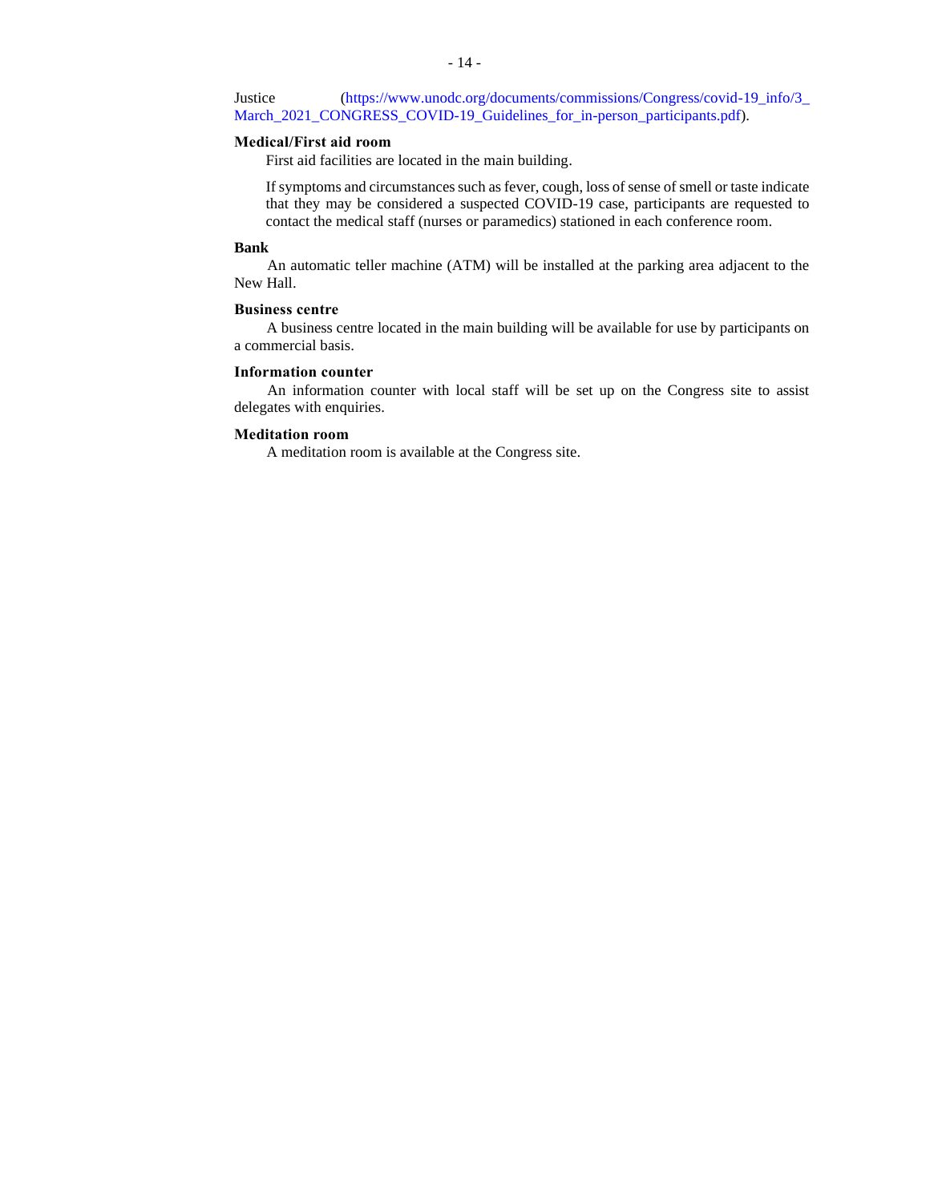Justice (https://www.unodc.org/documents/commissions/Congress/covid-19_info/3_March_2021_CONGRESS_COVID-19_Guidelines_for_in-person_participants.pdf).

**Medical/First aid room**

First aid facilities are located in the main building.

If symptoms and circumstances such as fever, cough, loss of sense of smell or taste indicate that they may be considered a suspected COVID-19 case, participants are requested to contact the medical staff (nurses or paramedics) stationed in each conference room.

**Bank**

An automatic teller machine (ATM) will be installed at the parking area adjacent to the New Hall.

**Business centre**

A business centre located in the main building will be available for use by participants on a commercial basis.

**Information counter**

An information counter with local staff will be set up on the Congress site to assist delegates with enquiries.

**Meditation room**

A meditation room is available at the Congress site.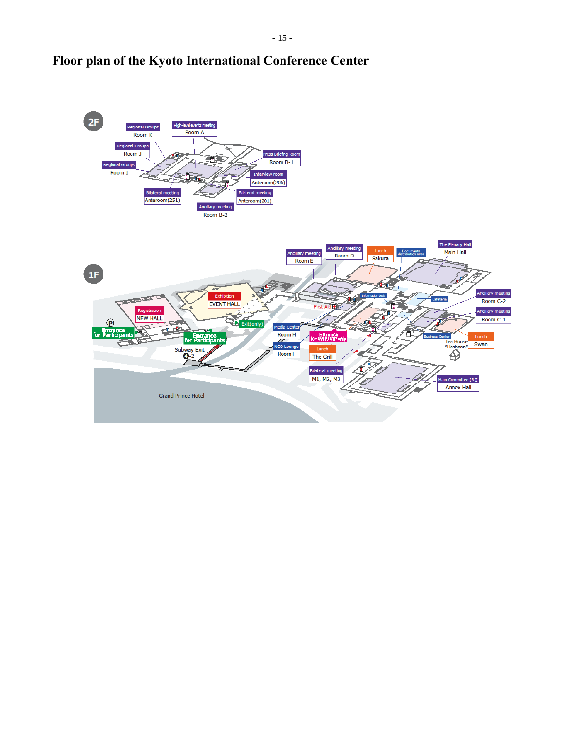# Floor plan of the Kyoto International Conference Center

2F

Regional Groups
Room K

High-level events meeting
Room A

Regional Groups
Room J

Press Briefing Room
Room B-1

Regional Groups
Room I

Interview room
Anteroom(205)

Bilateral meeting
Anteroom(251)

Bilateral meeting
Anteroom(201)

Ancillary meeting
Room B-2

1F

Ancillary meeting
Room E

Ancillary meeting
Room D

Lunch
Sakura

Documents distribution area

The Plenary Hall
Main Hall

Exhibition
EVENT HALL

Information desk

Cafeteria

Ancillary meeting
Room C-2

Registration
NEW HALL

First Aid

Ancillary meeting
Room C-1

Entrance for Participants

Exit(only)

Media Center
Room H

Entrance for VVIP/VIP only

Business Center

Lunch
Swan

Entrance for Participants

Tea House "Hoshoen"

Subway Exit
4-2

NGO Lounge
Room F

Lunch
The Grill

Bilateral meeting
M1, M2, M3

Main Committee [ & ]
Annex Hall

Grand Prince Hotel